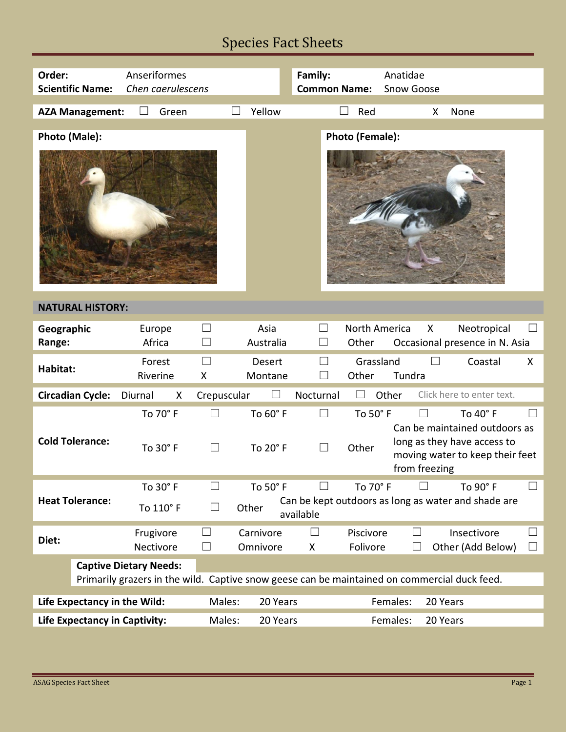# Species Fact Sheets

| | | | |
|---|---|---|---|
| **Order:** | Anseriformes | **Family:** | Anatidae |
| **Scientific Name:** | *Chen caerulescens* | **Common Name:** | Snow Goose |

**AZA Management:** ☐ Green ☐ Yellow ☐ Red X None

**Photo (Male):**

**Photo (Female):**

## NATURAL HISTORY:

| | | | | | | | | |
|---|---|---|---|---|---|---|---|---|
| **Geographic Range:** | Europe | ☐ | Asia | ☐ | North America | X | Neotropical | ☐ |
| | Africa | ☐ | Australia | ☐ | Other | Occasional presence in N. Asia | | |
| **Habitat:** | Forest | ☐ | Desert | ☐ | Grassland | ☐ | Coastal | X |
| | Riverine | X | Montane | ☐ | Other | Tundra | | |
| **Circadian Cycle:** | Diurnal | X | Crepuscular | ☐ | Nocturnal | ☐ | Other | Click here to enter text. |
| **Cold Tolerance:** | To 70° F | ☐ | To 60° F | ☐ | To 50° F | ☐ | To 40° F | ☐ |
| | To 30° F | ☐ | To 20° F | ☐ | Other | Can be maintained outdoors as long as they have access to moving water to keep their feet from freezing | | |
| **Heat Tolerance:** | To 30° F | ☐ | To 50° F | ☐ | To 70° F | ☐ | To 90° F | ☐ |
| | To 110° F | ☐ | Other | Can be kept outdoors as long as water and shade are available | | | | |
| **Diet:** | Frugivore | ☐ | Carnivore | ☐ | Piscivore | ☐ | Insectivore | ☐ |
| | Nectivore | ☐ | Omnivore | X | Folivore | ☐ | Other (Add Below) | ☐ |

**Captive Dietary Needs:**
Primarily grazers in the wild. Captive snow geese can be maintained on commercial duck feed.

| | | | | |
|---|---|---|---|---|
| **Life Expectancy in the Wild:** | Males: | 20 Years | Females: | 20 Years |
| **Life Expectancy in Captivity:** | Males: | 20 Years | Females: | 20 Years |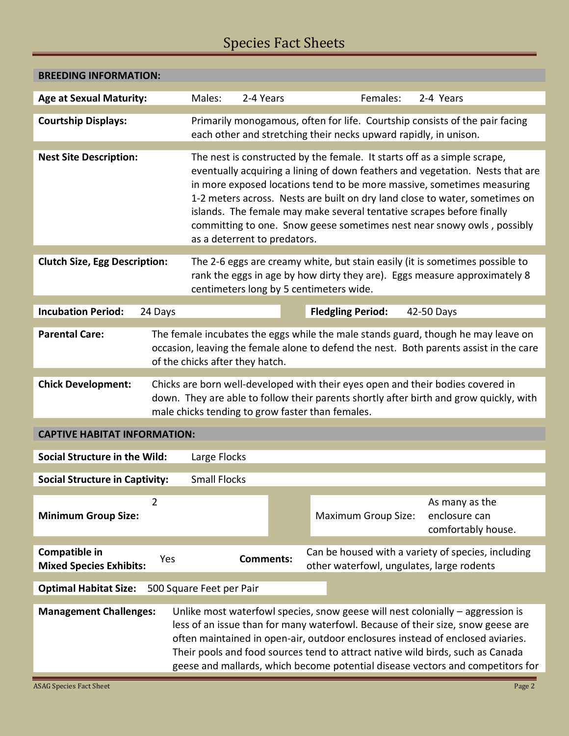# Species Fact Sheets

## BREEDING INFORMATION:

**Age at Sexual Maturity:** Males: 2-4 Years Females: 2-4 Years

**Courtship Displays:** Primarily monogamous, often for life. Courtship consists of the pair facing each other and stretching their necks upward rapidly, in unison.

**Nest Site Description:** The nest is constructed by the female. It starts off as a simple scrape, eventually acquiring a lining of down feathers and vegetation. Nests that are in more exposed locations tend to be more massive, sometimes measuring 1-2 meters across. Nests are built on dry land close to water, sometimes on islands. The female may make several tentative scrapes before finally committing to one. Snow geese sometimes nest near snowy owls , possibly as a deterrent to predators.

**Clutch Size, Egg Description:** The 2-6 eggs are creamy white, but stain easily (it is sometimes possible to rank the eggs in age by how dirty they are). Eggs measure approximately 8 centimeters long by 5 centimeters wide.

**Incubation Period:** 24 Days **Fledgling Period:** 42-50 Days

**Parental Care:** The female incubates the eggs while the male stands guard, though he may leave on occasion, leaving the female alone to defend the nest. Both parents assist in the care of the chicks after they hatch.

**Chick Development:** Chicks are born well-developed with their eyes open and their bodies covered in down. They are able to follow their parents shortly after birth and grow quickly, with male chicks tending to grow faster than females.

## CAPTIVE HABITAT INFORMATION:

**Social Structure in the Wild:** Large Flocks

**Social Structure in Captivity:** Small Flocks

**Minimum Group Size:** 2 Maximum Group Size: As many as the enclosure can comfortably house.

**Compatible in Mixed Species Exhibits:** Yes **Comments:** Can be housed with a variety of species, including other waterfowl, ungulates, large rodents

**Optimal Habitat Size:** 500 Square Feet per Pair

**Management Challenges:** Unlike most waterfowl species, snow geese will nest colonially – aggression is less of an issue than for many waterfowl. Because of their size, snow geese are often maintained in open-air, outdoor enclosures instead of enclosed aviaries. Their pools and food sources tend to attract native wild birds, such as Canada geese and mallards, which become potential disease vectors and competitors for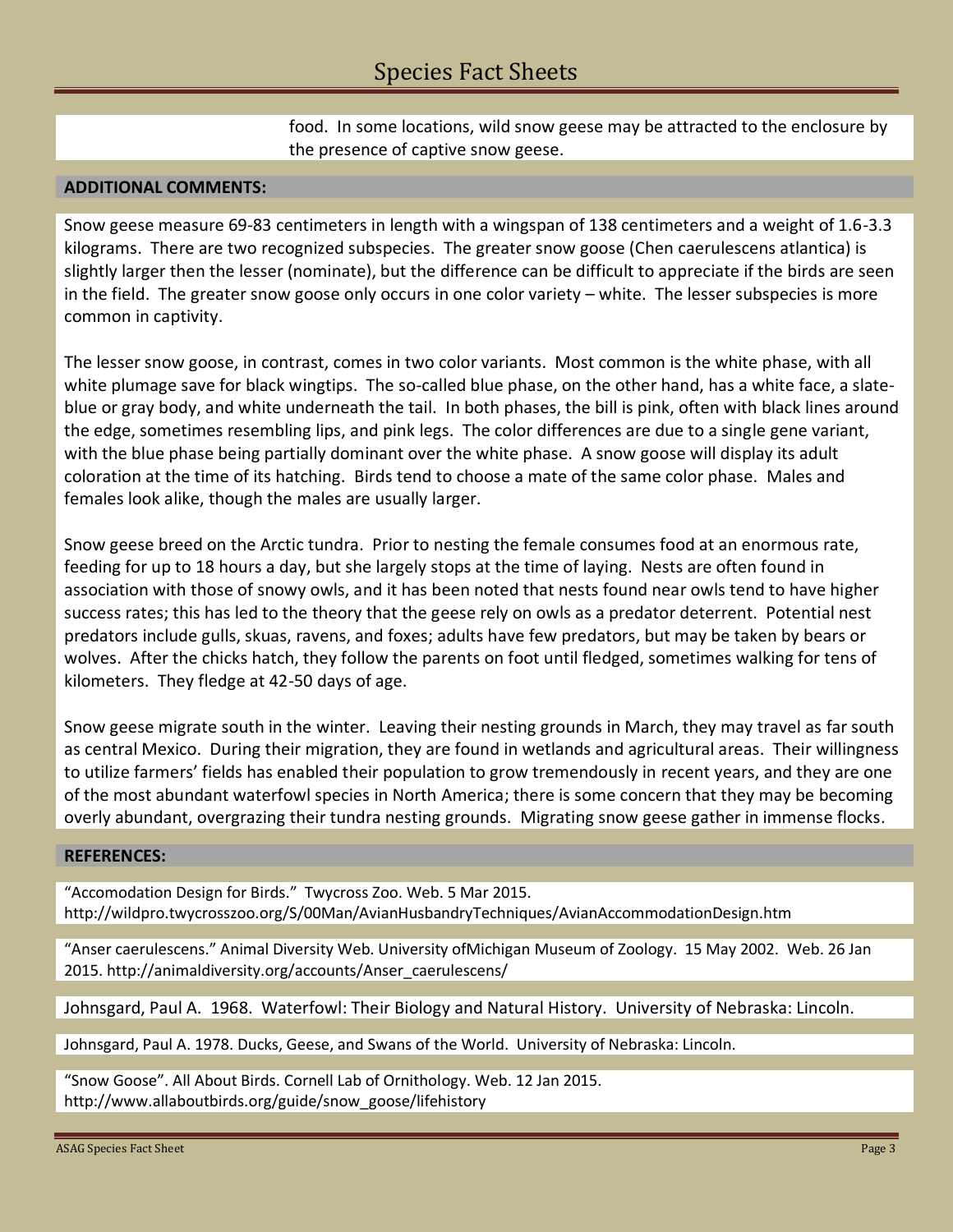food. In some locations, wild snow geese may be attracted to the enclosure by the presence of captive snow geese.

## ADDITIONAL COMMENTS:

Snow geese measure 69-83 centimeters in length with a wingspan of 138 centimeters and a weight of 1.6-3.3 kilograms. There are two recognized subspecies. The greater snow goose (Chen caerulescens atlantica) is slightly larger then the lesser (nominate), but the difference can be difficult to appreciate if the birds are seen in the field. The greater snow goose only occurs in one color variety – white. The lesser subspecies is more common in captivity.

The lesser snow goose, in contrast, comes in two color variants. Most common is the white phase, with all white plumage save for black wingtips. The so-called blue phase, on the other hand, has a white face, a slate-blue or gray body, and white underneath the tail. In both phases, the bill is pink, often with black lines around the edge, sometimes resembling lips, and pink legs. The color differences are due to a single gene variant, with the blue phase being partially dominant over the white phase. A snow goose will display its adult coloration at the time of its hatching. Birds tend to choose a mate of the same color phase. Males and females look alike, though the males are usually larger.

Snow geese breed on the Arctic tundra. Prior to nesting the female consumes food at an enormous rate, feeding for up to 18 hours a day, but she largely stops at the time of laying. Nests are often found in association with those of snowy owls, and it has been noted that nests found near owls tend to have higher success rates; this has led to the theory that the geese rely on owls as a predator deterrent. Potential nest predators include gulls, skuas, ravens, and foxes; adults have few predators, but may be taken by bears or wolves. After the chicks hatch, they follow the parents on foot until fledged, sometimes walking for tens of kilometers. They fledge at 42-50 days of age.

Snow geese migrate south in the winter. Leaving their nesting grounds in March, they may travel as far south as central Mexico. During their migration, they are found in wetlands and agricultural areas. Their willingness to utilize farmers' fields has enabled their population to grow tremendously in recent years, and they are one of the most abundant waterfowl species in North America; there is some concern that they may be becoming overly abundant, overgrazing their tundra nesting grounds. Migrating snow geese gather in immense flocks.

## REFERENCES:

"Accomodation Design for Birds." Twycross Zoo. Web. 5 Mar 2015. http://wildpro.twycrosszoo.org/S/00Man/AvianHusbandryTechniques/AvianAccommodationDesign.htm

"Anser caerulescens." Animal Diversity Web. University ofMichigan Museum of Zoology. 15 May 2002. Web. 26 Jan 2015. http://animaldiversity.org/accounts/Anser_caerulescens/

Johnsgard, Paul A. 1968. Waterfowl: Their Biology and Natural History. University of Nebraska: Lincoln.

Johnsgard, Paul A. 1978. Ducks, Geese, and Swans of the World. University of Nebraska: Lincoln.

"Snow Goose". All About Birds. Cornell Lab of Ornithology. Web. 12 Jan 2015. http://www.allaboutbirds.org/guide/snow_goose/lifehistory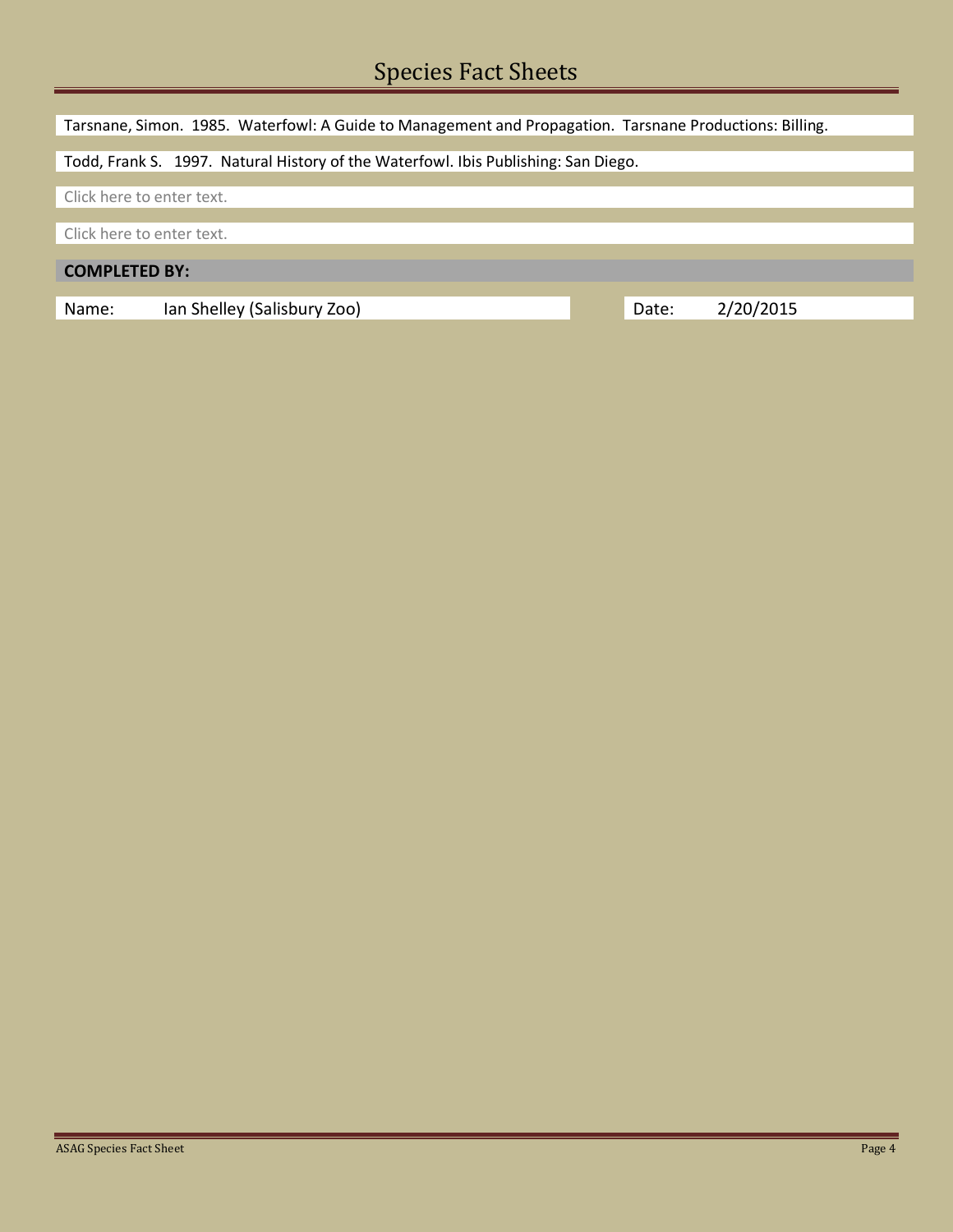Tarsnane, Simon. 1985. Waterfowl: A Guide to Management and Propagation. Tarsnane Productions: Billing.

Todd, Frank S. 1997. Natural History of the Waterfowl. Ibis Publishing: San Diego.

Click here to enter text.

Click here to enter text.

**COMPLETED BY:**

Name: Ian Shelley (Salisbury Zoo)

Date: 2/20/2015